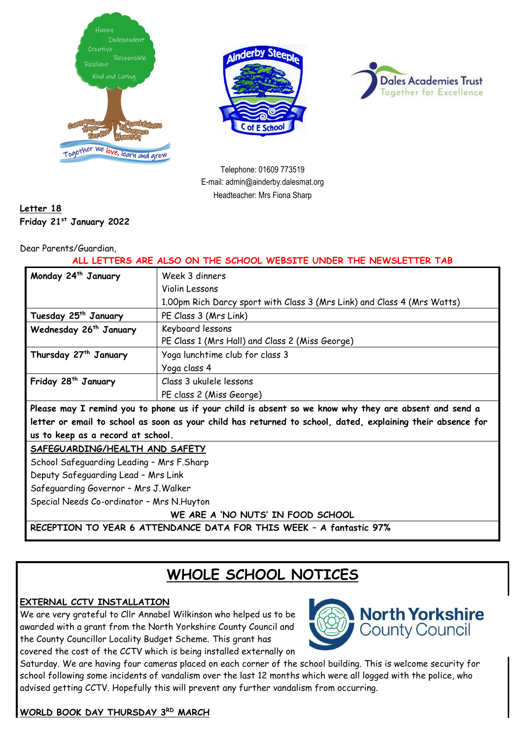Telephone: 01609 773519
E-mail: admin@ainderby.dalesmat.org
Headteacher: Mrs Fiona Sharp

**Letter 18**
**Friday 21st January 2022**

Dear Parents/Guardian,

**ALL LETTERS ARE ALSO ON THE SCHOOL WEBSITE UNDER THE NEWSLETTER TAB**

| | |
|---|---|
| **Monday 24th January** | Week 3 dinners<br>Violin Lessons<br>1.00pm Rich Darcy sport with Class 3 (Mrs Link) and Class 4 (Mrs Watts) |
| **Tuesday 25th January** | PE Class 3 (Mrs Link) |
| **Wednesday 26th January** | Keyboard lessons<br>PE Class 1 (Mrs Hall) and Class 2 (Miss George) |
| **Thursday 27th January** | Yoga lunchtime club for class 3<br>Yoga class 4 |
| **Friday 28th January** | Class 3 ukulele lessons<br>PE class 2 (Miss George) |

**Please may I remind you to phone us if your child is absent so we know why they are absent and send a letter or email to school as soon as your child has returned to school, dated, explaining their absence for us to keep as a record at school.**

**SAFEGUARDING/HEALTH AND SAFETY**

School Safeguarding Leading – Mrs F.Sharp
Deputy Safeguarding Lead – Mrs Link
Safeguarding Governor – Mrs J.Walker
Special Needs Co-ordinator – Mrs N.Huyton

**WE ARE A 'NO NUTS' IN FOOD SCHOOL**

**RECEPTION TO YEAR 6 ATTENDANCE DATA FOR THIS WEEK – A fantastic 97%**

# WHOLE SCHOOL NOTICES

**EXTERNAL CCTV INSTALLATION**

We are very grateful to Cllr Annabel Wilkinson who helped us to be awarded with a grant from the North Yorkshire County Council and the County Councillor Locality Budget Scheme. This grant has covered the cost of the CCTV which is being installed externally on Saturday. We are having four cameras placed on each corner of the school building. This is welcome security for school following some incidents of vandalism over the last 12 months which were all logged with the police, who advised getting CCTV. Hopefully this will prevent any further vandalism from occurring.

**WORLD BOOK DAY THURSDAY 3RD MARCH**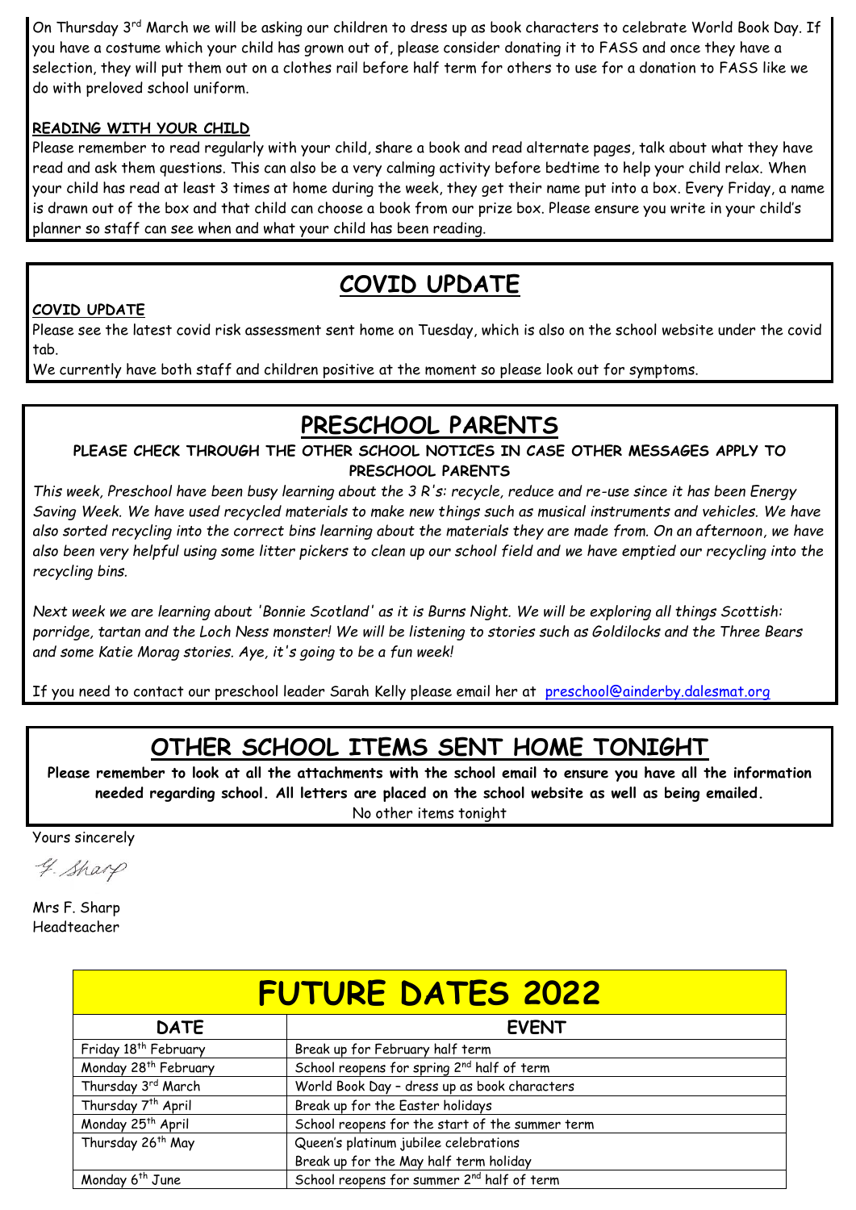On Thursday 3rd March we will be asking our children to dress up as book characters to celebrate World Book Day. If you have a costume which your child has grown out of, please consider donating it to FASS and once they have a selection, they will put them out on a clothes rail before half term for others to use for a donation to FASS like we do with preloved school uniform.

**READING WITH YOUR CHILD**

Please remember to read regularly with your child, share a book and read alternate pages, talk about what they have read and ask them questions. This can also be a very calming activity before bedtime to help your child relax. When your child has read at least 3 times at home during the week, they get their name put into a box. Every Friday, a name is drawn out of the box and that child can choose a book from our prize box. Please ensure you write in your child's planner so staff can see when and what your child has been reading.

## COVID UPDATE

**COVID UPDATE**

Please see the latest covid risk assessment sent home on Tuesday, which is also on the school website under the covid tab.

We currently have both staff and children positive at the moment so please look out for symptoms.

## PRESCHOOL PARENTS

**PLEASE CHECK THROUGH THE OTHER SCHOOL NOTICES IN CASE OTHER MESSAGES APPLY TO PRESCHOOL PARENTS**

*This week, Preschool have been busy learning about the 3 R's: recycle, reduce and re-use since it has been Energy Saving Week. We have used recycled materials to make new things such as musical instruments and vehicles. We have also sorted recycling into the correct bins learning about the materials they are made from. On an afternoon, we have also been very helpful using some litter pickers to clean up our school field and we have emptied our recycling into the recycling bins.*

*Next week we are learning about 'Bonnie Scotland' as it is Burns Night. We will be exploring all things Scottish: porridge, tartan and the Loch Ness monster! We will be listening to stories such as Goldilocks and the Three Bears and some Katie Morag stories. Aye, it's going to be a fun week!*

If you need to contact our preschool leader Sarah Kelly please email her at preschool@ainderby.dalesmat.org

## OTHER SCHOOL ITEMS SENT HOME TONIGHT

**Please remember to look at all the attachments with the school email to ensure you have all the information needed regarding school. All letters are placed on the school website as well as being emailed.**

No other items tonight

Yours sincerely

F. Sharp

Mrs F. Sharp
Headteacher

## FUTURE DATES 2022

| DATE | EVENT |
| --- | --- |
| Friday 18th February | Break up for February half term |
| Monday 28th February | School reopens for spring 2nd half of term |
| Thursday 3rd March | World Book Day – dress up as book characters |
| Thursday 7th April | Break up for the Easter holidays |
| Monday 25th April | School reopens for the start of the summer term |
| Thursday 26th May | Queen's platinum jubilee celebrations<br>Break up for the May half term holiday |
| Monday 6th June | School reopens for summer 2nd half of term |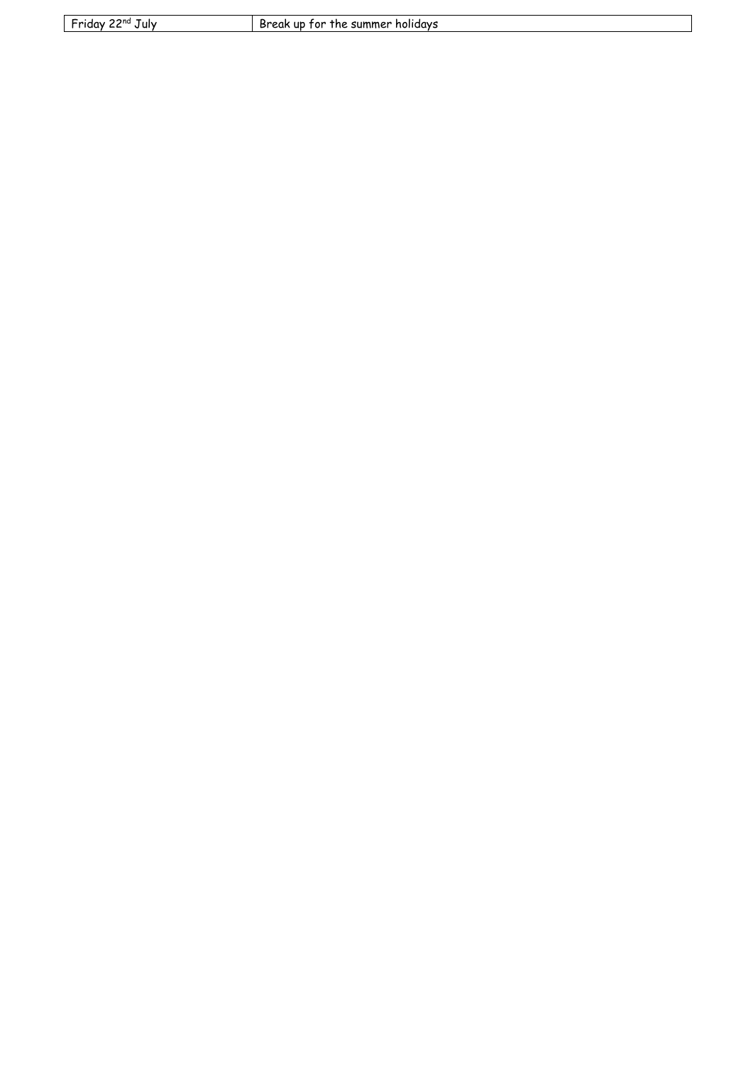| | |
|---|---|
| Friday 22nd July | Break up for the summer holidays |